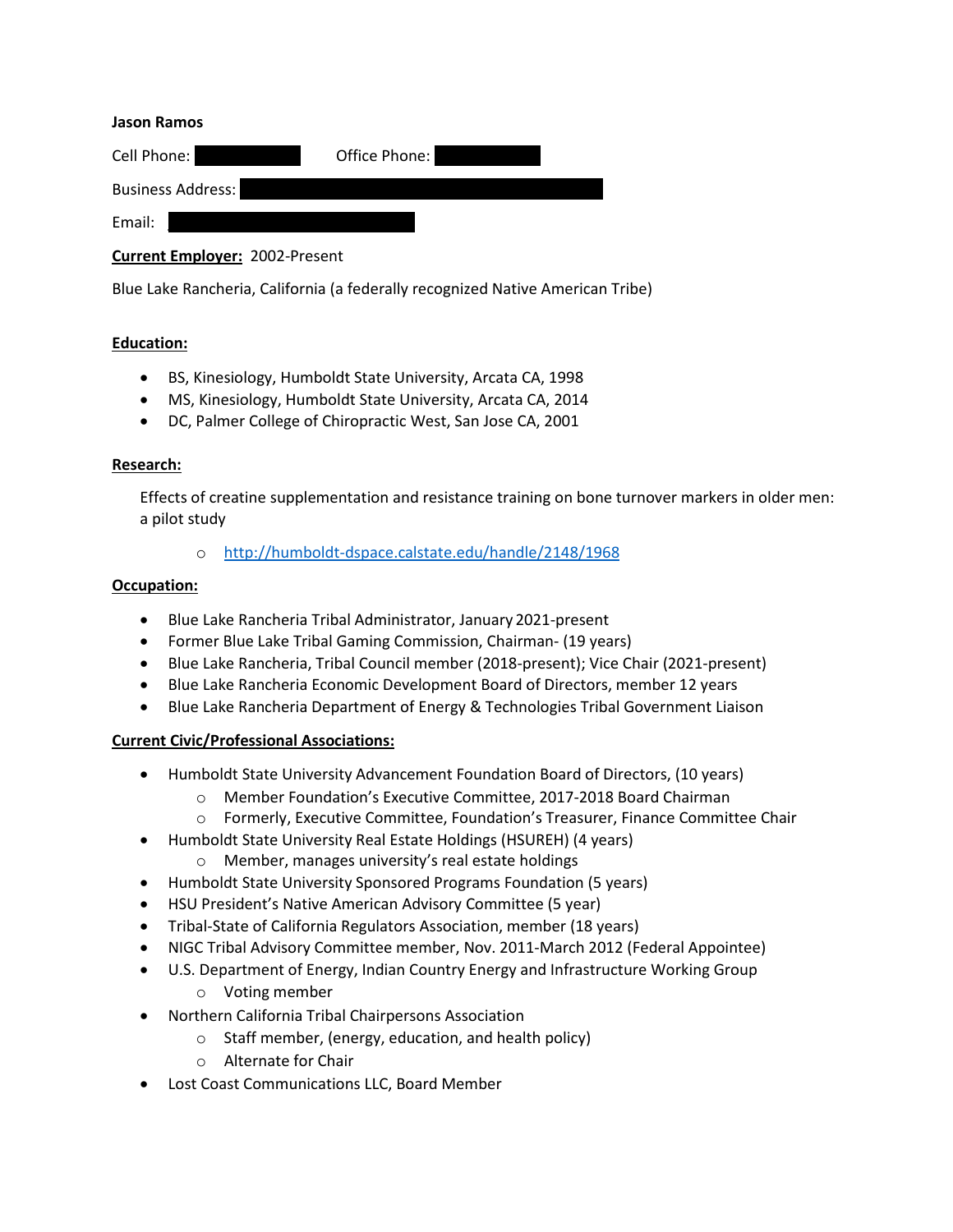**Jason Ramos**

Cell Phone: Office Phone:

Business Address:

Email:

**Current Employer:** 2002-Present

Blue Lake Rancheria, California (a federally recognized Native American Tribe)

**Education:**

- BS, Kinesiology, Humboldt State University, Arcata CA, 1998
- MS, Kinesiology, Humboldt State University, Arcata CA, 2014
- DC, Palmer College of Chiropractic West, San Jose CA, 2001

**Research:**

Effects of creatine supplementation and resistance training on bone turnover markers in older men: a pilot study

- http://humboldt-dspace.calstate.edu/handle/2148/1968

**Occupation:**

- Blue Lake Rancheria Tribal Administrator, January 2021-present
- Former Blue Lake Tribal Gaming Commission, Chairman- (19 years)
- Blue Lake Rancheria, Tribal Council member (2018-present); Vice Chair (2021-present)
- Blue Lake Rancheria Economic Development Board of Directors, member 12 years
- Blue Lake Rancheria Department of Energy & Technologies Tribal Government Liaison

**Current Civic/Professional Associations:**

- Humboldt State University Advancement Foundation Board of Directors, (10 years)
  - Member Foundation's Executive Committee, 2017-2018 Board Chairman
  - Formerly, Executive Committee, Foundation's Treasurer, Finance Committee Chair
- Humboldt State University Real Estate Holdings (HSUREH) (4 years)
  - Member, manages university's real estate holdings
- Humboldt State University Sponsored Programs Foundation (5 years)
- HSU President's Native American Advisory Committee (5 year)
- Tribal-State of California Regulators Association, member (18 years)
- NIGC Tribal Advisory Committee member, Nov. 2011-March 2012 (Federal Appointee)
- U.S. Department of Energy, Indian Country Energy and Infrastructure Working Group
  - Voting member
- Northern California Tribal Chairpersons Association
  - Staff member, (energy, education, and health policy)
  - Alternate for Chair
- Lost Coast Communications LLC, Board Member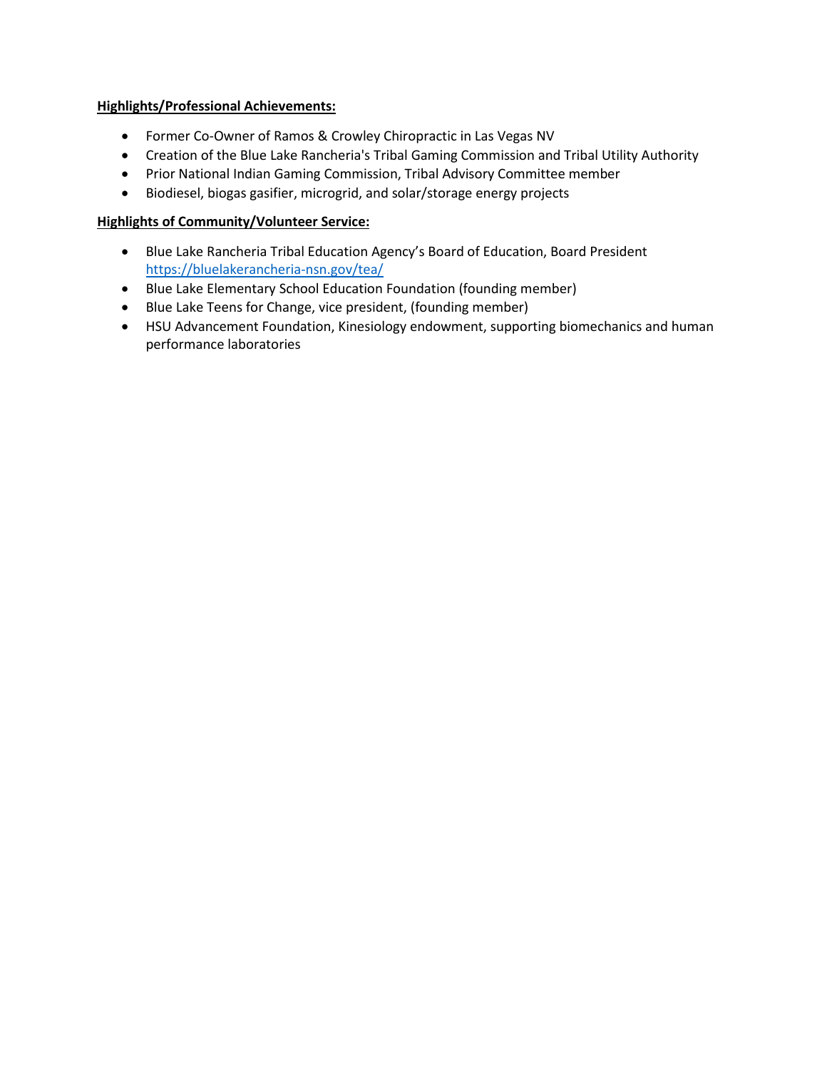**Highlights/Professional Achievements:**

- Former Co-Owner of Ramos & Crowley Chiropractic in Las Vegas NV
- Creation of the Blue Lake Rancheria's Tribal Gaming Commission and Tribal Utility Authority
- Prior National Indian Gaming Commission, Tribal Advisory Committee member
- Biodiesel, biogas gasifier, microgrid, and solar/storage energy projects

**Highlights of Community/Volunteer Service:**

- Blue Lake Rancheria Tribal Education Agency's Board of Education, Board President https://bluelakerancheria-nsn.gov/tea/
- Blue Lake Elementary School Education Foundation (founding member)
- Blue Lake Teens for Change, vice president, (founding member)
- HSU Advancement Foundation, Kinesiology endowment, supporting biomechanics and human performance laboratories